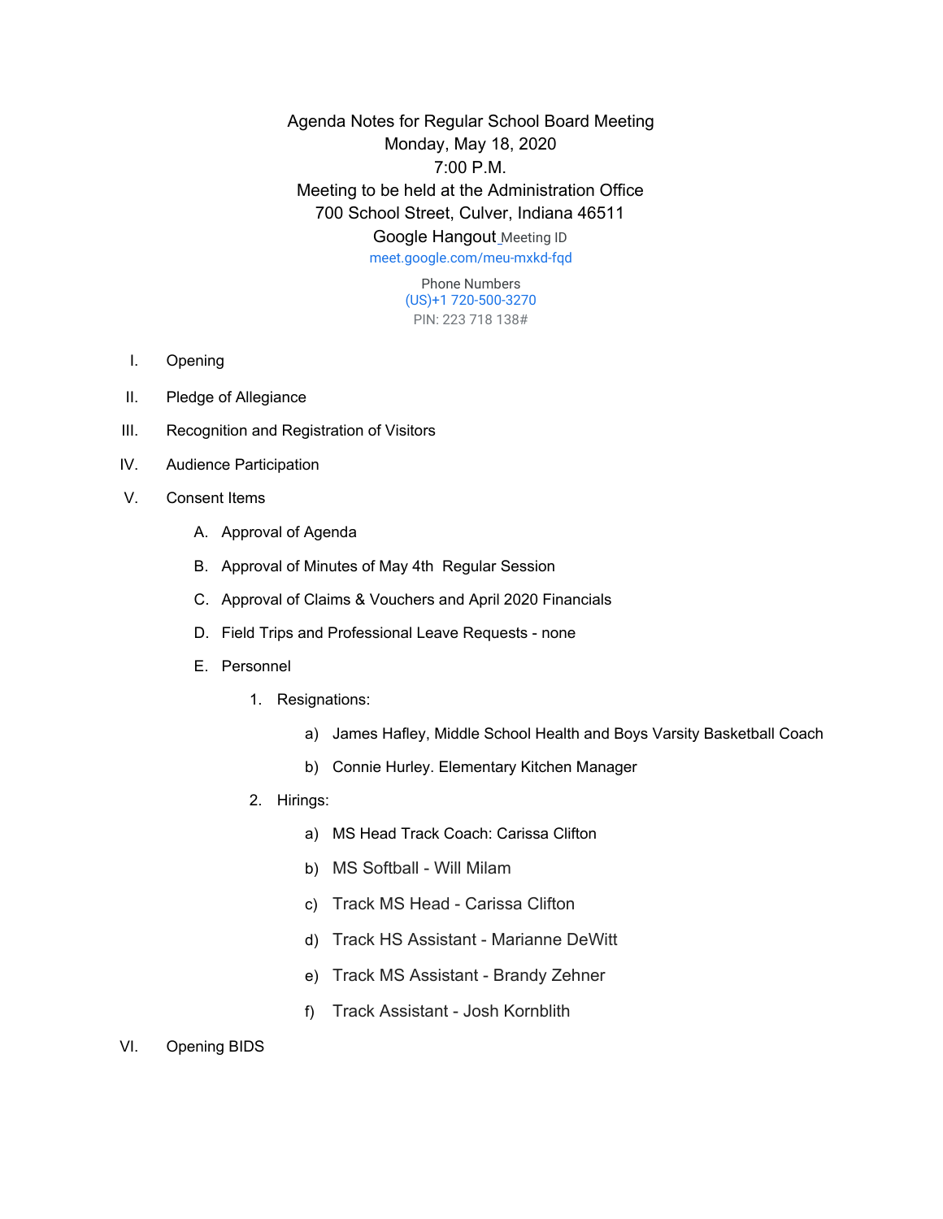Agenda Notes for Regular School Board Meeting
Monday, May 18, 2020
7:00 P.M.
Meeting to be held at the Administration Office
700 School Street, Culver, Indiana 46511
Google Hangout Meeting ID
meet.google.com/meu-mxkd-fqd

Phone Numbers
(US)+1 720-500-3270
PIN: 223 718 138#

I. Opening

II. Pledge of Allegiance

III. Recognition and Registration of Visitors

IV. Audience Participation

V. Consent Items

  A. Approval of Agenda

  B. Approval of Minutes of May 4th Regular Session

  C. Approval of Claims & Vouchers and April 2020 Financials

  D. Field Trips and Professional Leave Requests - none

  E. Personnel

    1. Resignations:

      a) James Hafley, Middle School Health and Boys Varsity Basketball Coach

      b) Connie Hurley. Elementary Kitchen Manager

    2. Hirings:

      a) MS Head Track Coach: Carissa Clifton

      b) MS Softball - Will Milam

      c) Track MS Head - Carissa Clifton

      d) Track HS Assistant - Marianne DeWitt

      e) Track MS Assistant - Brandy Zehner

      f) Track Assistant - Josh Kornblith

VI. Opening BIDS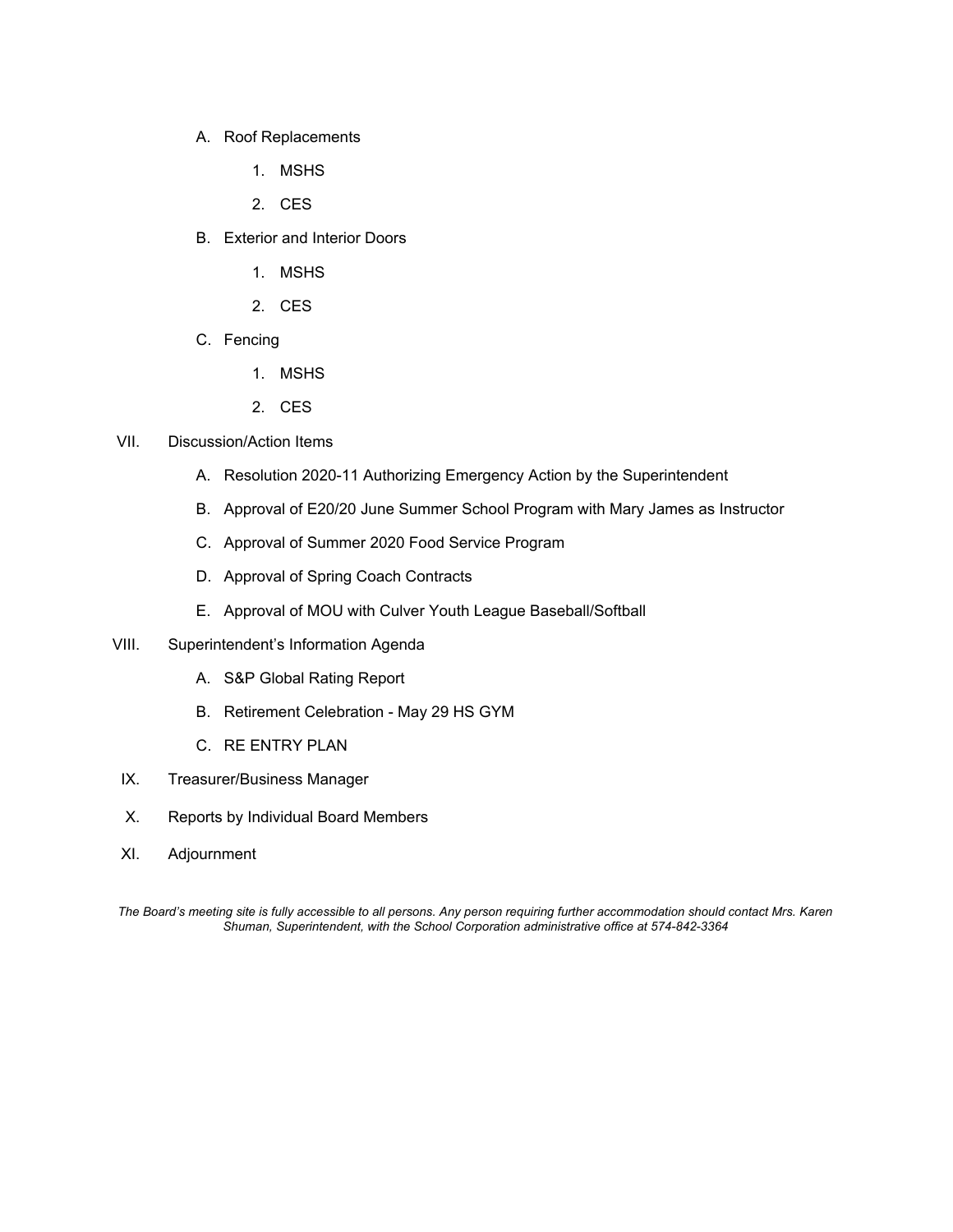A. Roof Replacements

   1. MSHS
   2. CES

B. Exterior and Interior Doors

   1. MSHS
   2. CES

C. Fencing

   1. MSHS
   2. CES

VII. Discussion/Action Items

   A. Resolution 2020-11 Authorizing Emergency Action by the Superintendent
   B. Approval of E20/20 June Summer School Program with Mary James as Instructor
   C. Approval of Summer 2020 Food Service Program
   D. Approval of Spring Coach Contracts
   E. Approval of MOU with Culver Youth League Baseball/Softball

VIII. Superintendent's Information Agenda

   A. S&P Global Rating Report
   B. Retirement Celebration - May 29 HS GYM
   C. RE ENTRY PLAN

IX. Treasurer/Business Manager

X. Reports by Individual Board Members

XI. Adjournment

*The Board's meeting site is fully accessible to all persons. Any person requiring further accommodation should contact Mrs. Karen Shuman, Superintendent, with the School Corporation administrative office at 574-842-3364*